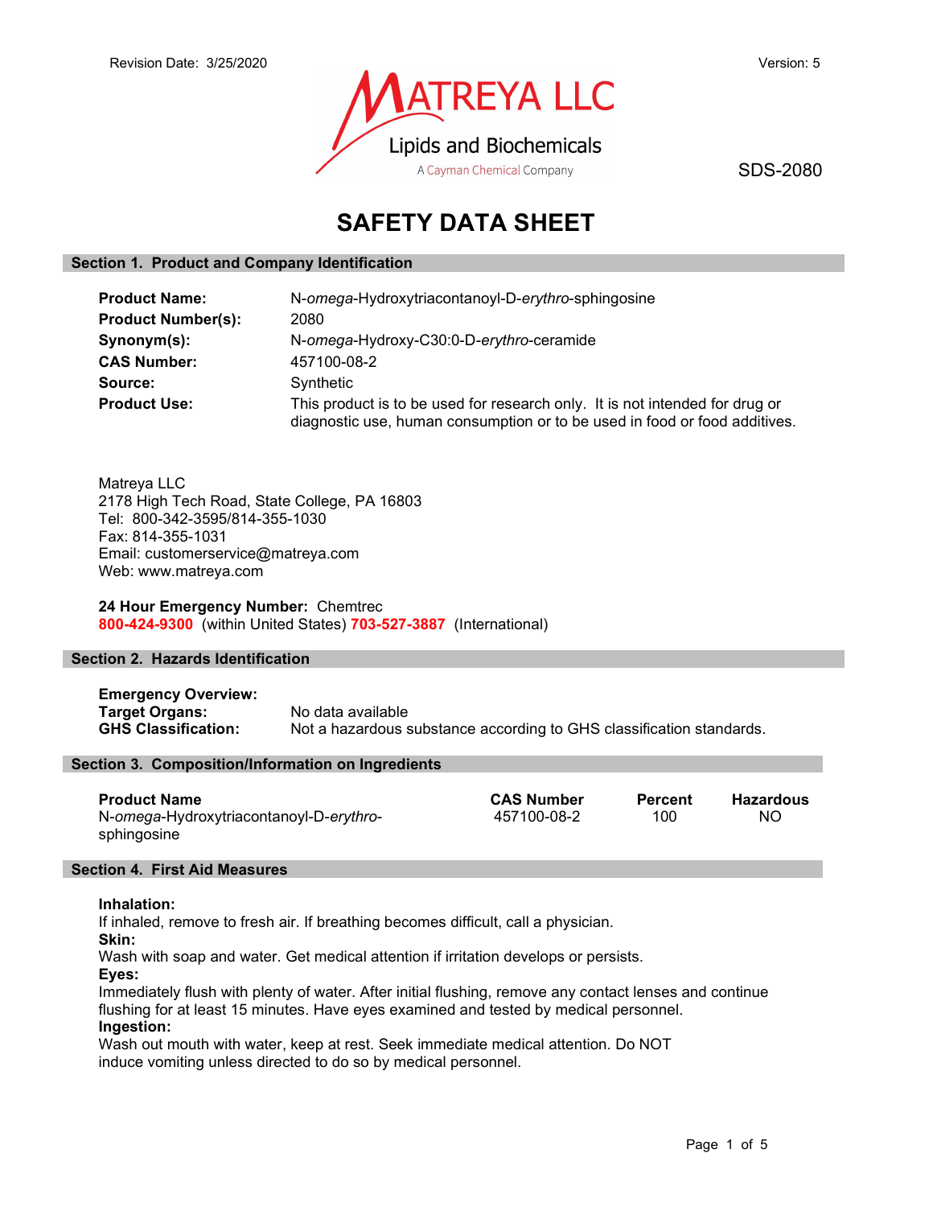Revision Date: 3/25/2020

Version: 5

MATREYA LLC
Lipids and Biochemicals
A Cayman Chemical Company

SDS-2080

# SAFETY DATA SHEET

## Section 1. Product and Company Identification

**Product Name:** N-*omega*-Hydroxytriacontanoyl-D-*erythro*-sphingosine
**Product Number(s):** 2080
**Synonym(s):** N-*omega*-Hydroxy-C30:0-D-*erythro*-ceramide
**CAS Number:** 457100-08-2
**Source:** Synthetic
**Product Use:** This product is to be used for research only. It is not intended for drug or diagnostic use, human consumption or to be used in food or food additives.

Matreya LLC
2178 High Tech Road, State College, PA 16803
Tel: 800-342-3595/814-355-1030
Fax: 814-355-1031
Email: customerservice@matreya.com
Web: www.matreya.com

**24 Hour Emergency Number:** Chemtrec
**800-424-9300** (within United States) **703-527-3887** (International)

## Section 2. Hazards Identification

**Emergency Overview:**
**Target Organs:** No data available
**GHS Classification:** Not a hazardous substance according to GHS classification standards.

## Section 3. Composition/Information on Ingredients

| Product Name | CAS Number | Percent | Hazardous |
|---|---|---|---|
| N-*omega*-Hydroxytriacontanoyl-D-*erythro*-sphingosine | 457100-08-2 | 100 | NO |

## Section 4. First Aid Measures

**Inhalation:**
If inhaled, remove to fresh air. If breathing becomes difficult, call a physician.
**Skin:**
Wash with soap and water. Get medical attention if irritation develops or persists.
**Eyes:**
Immediately flush with plenty of water. After initial flushing, remove any contact lenses and continue flushing for at least 15 minutes. Have eyes examined and tested by medical personnel.
**Ingestion:**
Wash out mouth with water, keep at rest. Seek immediate medical attention. Do NOT induce vomiting unless directed to do so by medical personnel.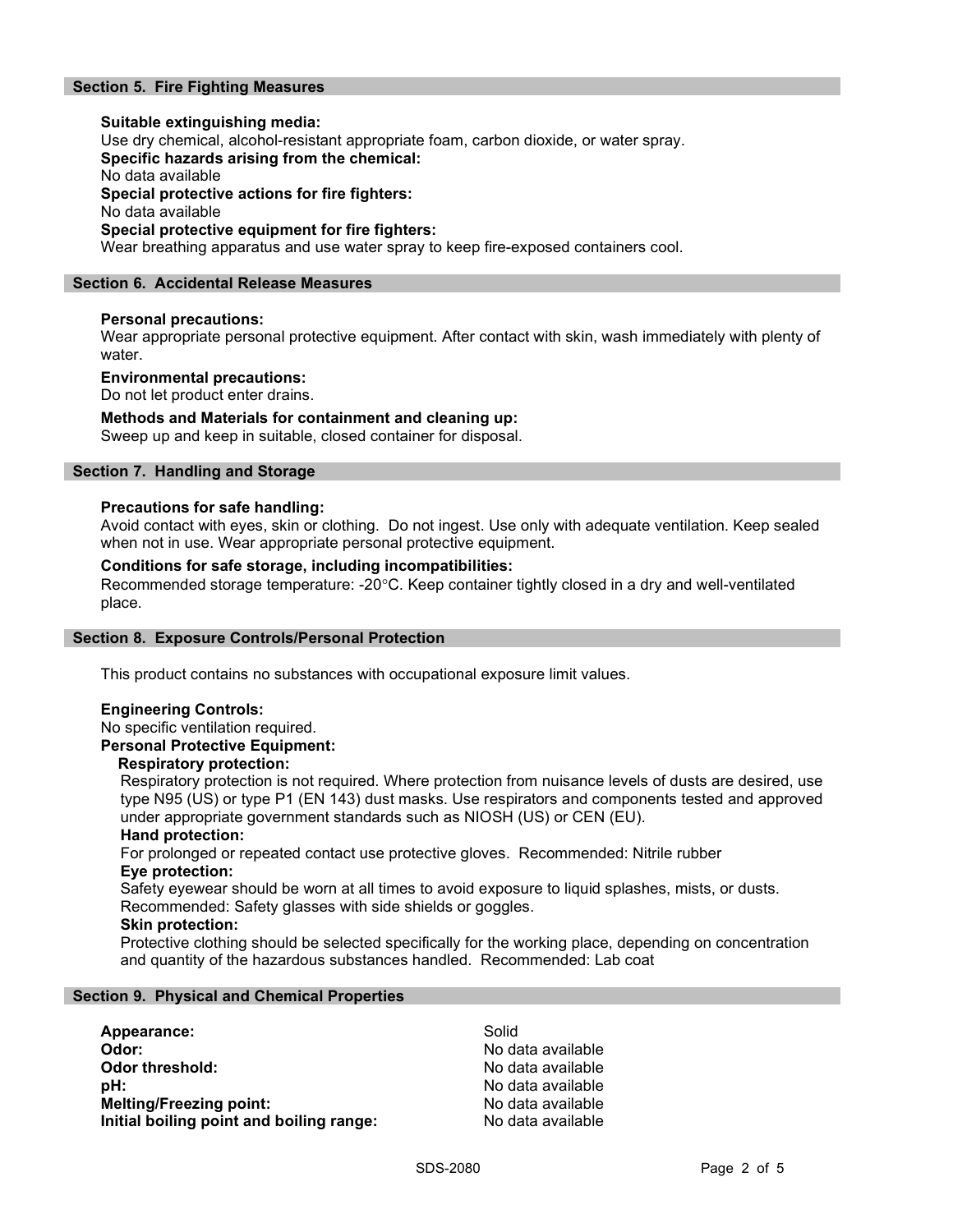## Section 5. Fire Fighting Measures

**Suitable extinguishing media:**
Use dry chemical, alcohol-resistant appropriate foam, carbon dioxide, or water spray.

**Specific hazards arising from the chemical:**
No data available

**Special protective actions for fire fighters:**
No data available

**Special protective equipment for fire fighters:**
Wear breathing apparatus and use water spray to keep fire-exposed containers cool.

## Section 6. Accidental Release Measures

**Personal precautions:**
Wear appropriate personal protective equipment. After contact with skin, wash immediately with plenty of water.

**Environmental precautions:**
Do not let product enter drains.

**Methods and Materials for containment and cleaning up:**
Sweep up and keep in suitable, closed container for disposal.

## Section 7. Handling and Storage

**Precautions for safe handling:**
Avoid contact with eyes, skin or clothing. Do not ingest. Use only with adequate ventilation. Keep sealed when not in use. Wear appropriate personal protective equipment.

**Conditions for safe storage, including incompatibilities:**
Recommended storage temperature: -20°C. Keep container tightly closed in a dry and well-ventilated place.

## Section 8. Exposure Controls/Personal Protection

This product contains no substances with occupational exposure limit values.

**Engineering Controls:**
No specific ventilation required.

**Personal Protective Equipment:**

**Respiratory protection:**
Respiratory protection is not required. Where protection from nuisance levels of dusts are desired, use type N95 (US) or type P1 (EN 143) dust masks. Use respirators and components tested and approved under appropriate government standards such as NIOSH (US) or CEN (EU).

**Hand protection:**
For prolonged or repeated contact use protective gloves. Recommended: Nitrile rubber

**Eye protection:**
Safety eyewear should be worn at all times to avoid exposure to liquid splashes, mists, or dusts. Recommended: Safety glasses with side shields or goggles.

**Skin protection:**
Protective clothing should be selected specifically for the working place, depending on concentration and quantity of the hazardous substances handled. Recommended: Lab coat

## Section 9. Physical and Chemical Properties

| | |
|---|---|
| **Appearance:** | Solid |
| **Odor:** | No data available |
| **Odor threshold:** | No data available |
| **pH:** | No data available |
| **Melting/Freezing point:** | No data available |
| **Initial boiling point and boiling range:** | No data available |

SDS-2080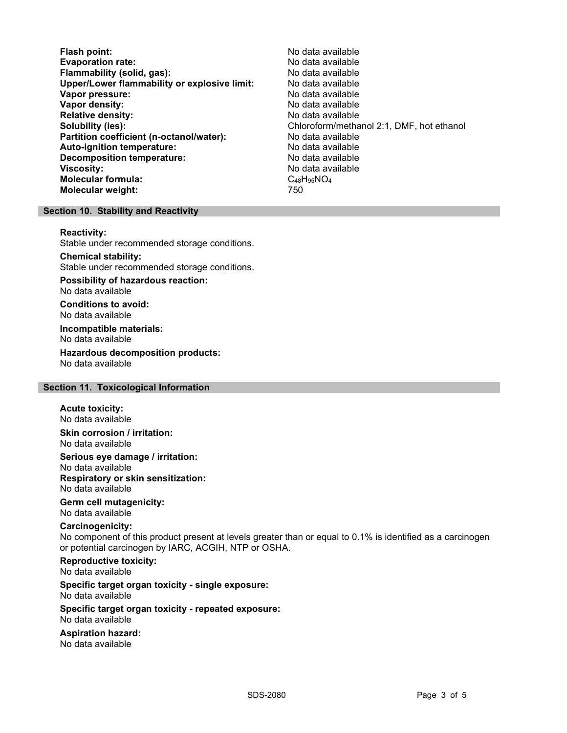| | |
|---|---|
| **Flash point:** | No data available |
| **Evaporation rate:** | No data available |
| **Flammability (solid, gas):** | No data available |
| **Upper/Lower flammability or explosive limit:** | No data available |
| **Vapor pressure:** | No data available |
| **Vapor density:** | No data available |
| **Relative density:** | No data available |
| **Solubility (ies):** | Chloroform/methanol 2:1, DMF, hot ethanol |
| **Partition coefficient (n-octanol/water):** | No data available |
| **Auto-ignition temperature:** | No data available |
| **Decomposition temperature:** | No data available |
| **Viscosity:** | No data available |
| **Molecular formula:** | $C_{48}H_{95}NO_4$ |
| **Molecular weight:** | 750 |

## Section 10. Stability and Reactivity

**Reactivity:**
Stable under recommended storage conditions.

**Chemical stability:**
Stable under recommended storage conditions.

**Possibility of hazardous reaction:**
No data available

**Conditions to avoid:**
No data available

**Incompatible materials:**
No data available

**Hazardous decomposition products:**
No data available

## Section 11. Toxicological Information

**Acute toxicity:**
No data available

**Skin corrosion / irritation:**
No data available

**Serious eye damage / irritation:**
No data available

**Respiratory or skin sensitization:**
No data available

**Germ cell mutagenicity:**
No data available

**Carcinogenicity:**
No component of this product present at levels greater than or equal to 0.1% is identified as a carcinogen or potential carcinogen by IARC, ACGIH, NTP or OSHA.

**Reproductive toxicity:**
No data available

**Specific target organ toxicity - single exposure:**
No data available

**Specific target organ toxicity - repeated exposure:**
No data available

**Aspiration hazard:**
No data available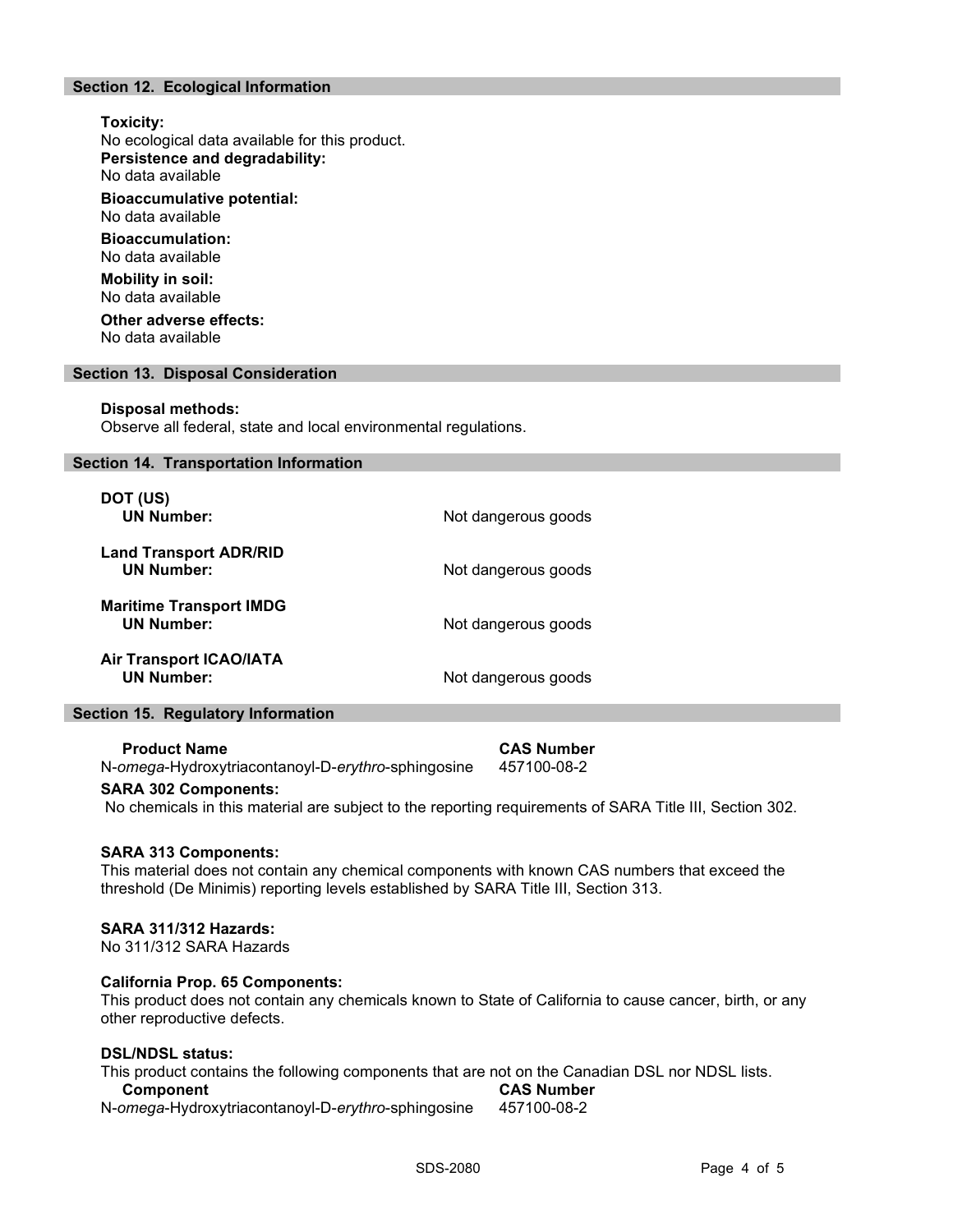## Section 12. Ecological Information

**Toxicity:**
No ecological data available for this product.

**Persistence and degradability:**
No data available

**Bioaccumulative potential:**
No data available

**Bioaccumulation:**
No data available

**Mobility in soil:**
No data available

**Other adverse effects:**
No data available

## Section 13. Disposal Consideration

**Disposal methods:**
Observe all federal, state and local environmental regulations.

## Section 14. Transportation Information

| | |
|---|---|
| **DOT (US)** | |
| **UN Number:** | Not dangerous goods |
| **Land Transport ADR/RID** | |
| **UN Number:** | Not dangerous goods |
| **Maritime Transport IMDG** | |
| **UN Number:** | Not dangerous goods |
| **Air Transport ICAO/IATA** | |
| **UN Number:** | Not dangerous goods |

## Section 15. Regulatory Information

| **Product Name** | **CAS Number** |
|---|---|
| N-*omega*-Hydroxytriacontanoyl-D-*erythro*-sphingosine | 457100-08-2 |

**SARA 302 Components:**
No chemicals in this material are subject to the reporting requirements of SARA Title III, Section 302.

**SARA 313 Components:**
This material does not contain any chemical components with known CAS numbers that exceed the threshold (De Minimis) reporting levels established by SARA Title III, Section 313.

**SARA 311/312 Hazards:**
No 311/312 SARA Hazards

**California Prop. 65 Components:**
This product does not contain any chemicals known to State of California to cause cancer, birth, or any other reproductive defects.

**DSL/NDSL status:**
This product contains the following components that are not on the Canadian DSL nor NDSL lists.

| **Component** | **CAS Number** |
|---|---|
| N-*omega*-Hydroxytriacontanoyl-D-*erythro*-sphingosine | 457100-08-2 |

SDS-2080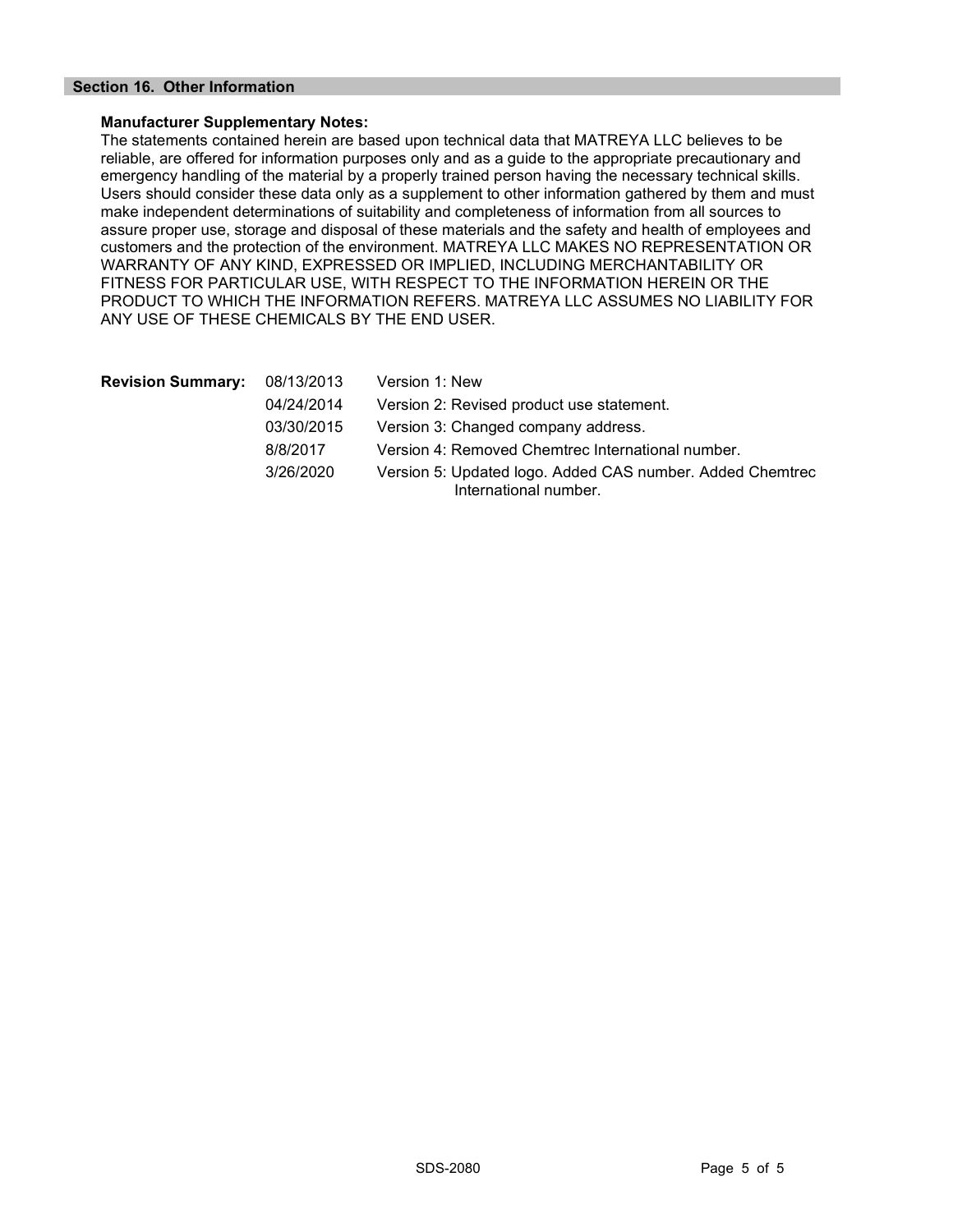## Section 16. Other Information

**Manufacturer Supplementary Notes:**

The statements contained herein are based upon technical data that MATREYA LLC believes to be reliable, are offered for information purposes only and as a guide to the appropriate precautionary and emergency handling of the material by a properly trained person having the necessary technical skills. Users should consider these data only as a supplement to other information gathered by them and must make independent determinations of suitability and completeness of information from all sources to assure proper use, storage and disposal of these materials and the safety and health of employees and customers and the protection of the environment. MATREYA LLC MAKES NO REPRESENTATION OR WARRANTY OF ANY KIND, EXPRESSED OR IMPLIED, INCLUDING MERCHANTABILITY OR FITNESS FOR PARTICULAR USE, WITH RESPECT TO THE INFORMATION HEREIN OR THE PRODUCT TO WHICH THE INFORMATION REFERS. MATREYA LLC ASSUMES NO LIABILITY FOR ANY USE OF THESE CHEMICALS BY THE END USER.

| | | |
|---|---|---|
| **Revision Summary:** | 08/13/2013 | Version 1: New |
| | 04/24/2014 | Version 2: Revised product use statement. |
| | 03/30/2015 | Version 3: Changed company address. |
| | 8/8/2017 | Version 4: Removed Chemtrec International number. |
| | 3/26/2020 | Version 5: Updated logo. Added CAS number. Added Chemtrec International number. |

SDS-2080